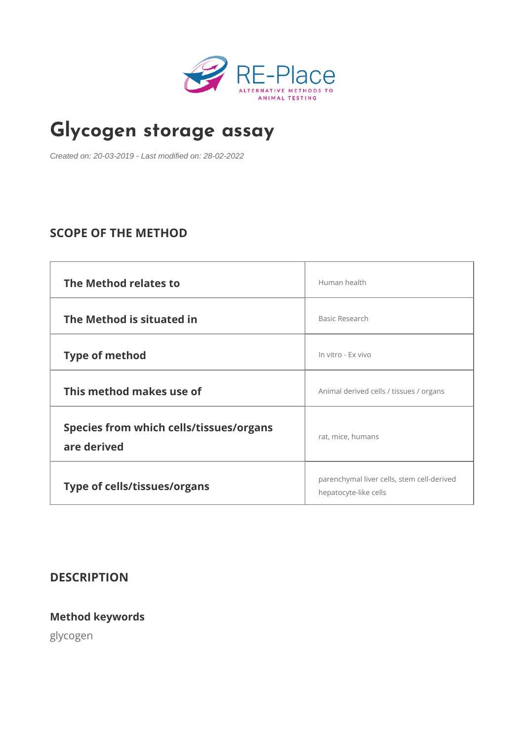RE-Place

ALTERNATIVE METHODS TO ANIMAL TESTING

# Glycogen storage assay

*Created on: 20-03-2019 - Last modified on: 28-02-2022*

## SCOPE OF THE METHOD

| | |
|---|---|
| **The Method relates to** | Human health |
| **The Method is situated in** | Basic Research |
| **Type of method** | In vitro - Ex vivo |
| **This method makes use of** | Animal derived cells / tissues / organs |
| **Species from which cells/tissues/organs are derived** | rat, mice, humans |
| **Type of cells/tissues/organs** | parenchymal liver cells, stem cell-derived hepatocyte-like cells |

## DESCRIPTION

### Method keywords

glycogen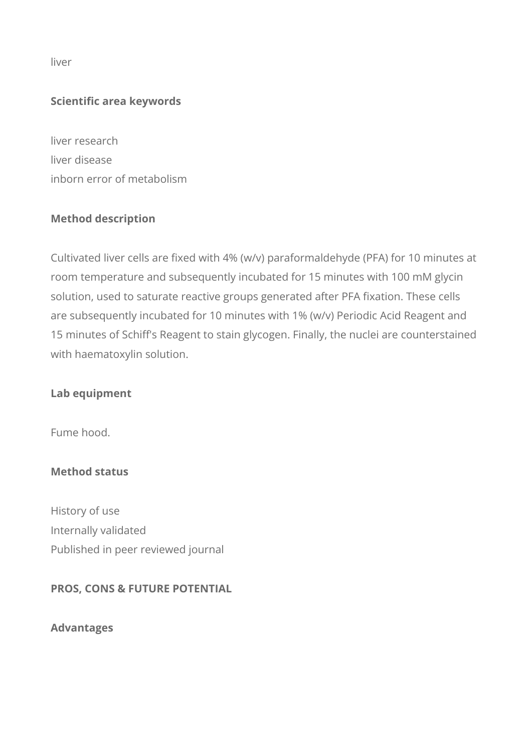liver

**Scientific area keywords**

liver research
liver disease
inborn error of metabolism

**Method description**

Cultivated liver cells are fixed with 4% (w/v) paraformaldehyde (PFA) for 10 minutes at room temperature and subsequently incubated for 15 minutes with 100 mM glycin solution, used to saturate reactive groups generated after PFA fixation. These cells are subsequently incubated for 10 minutes with 1% (w/v) Periodic Acid Reagent and 15 minutes of Schiff's Reagent to stain glycogen. Finally, the nuclei are counterstained with haematoxylin solution.

**Lab equipment**

Fume hood.

**Method status**

History of use
Internally validated
Published in peer reviewed journal

**PROS, CONS & FUTURE POTENTIAL**

**Advantages**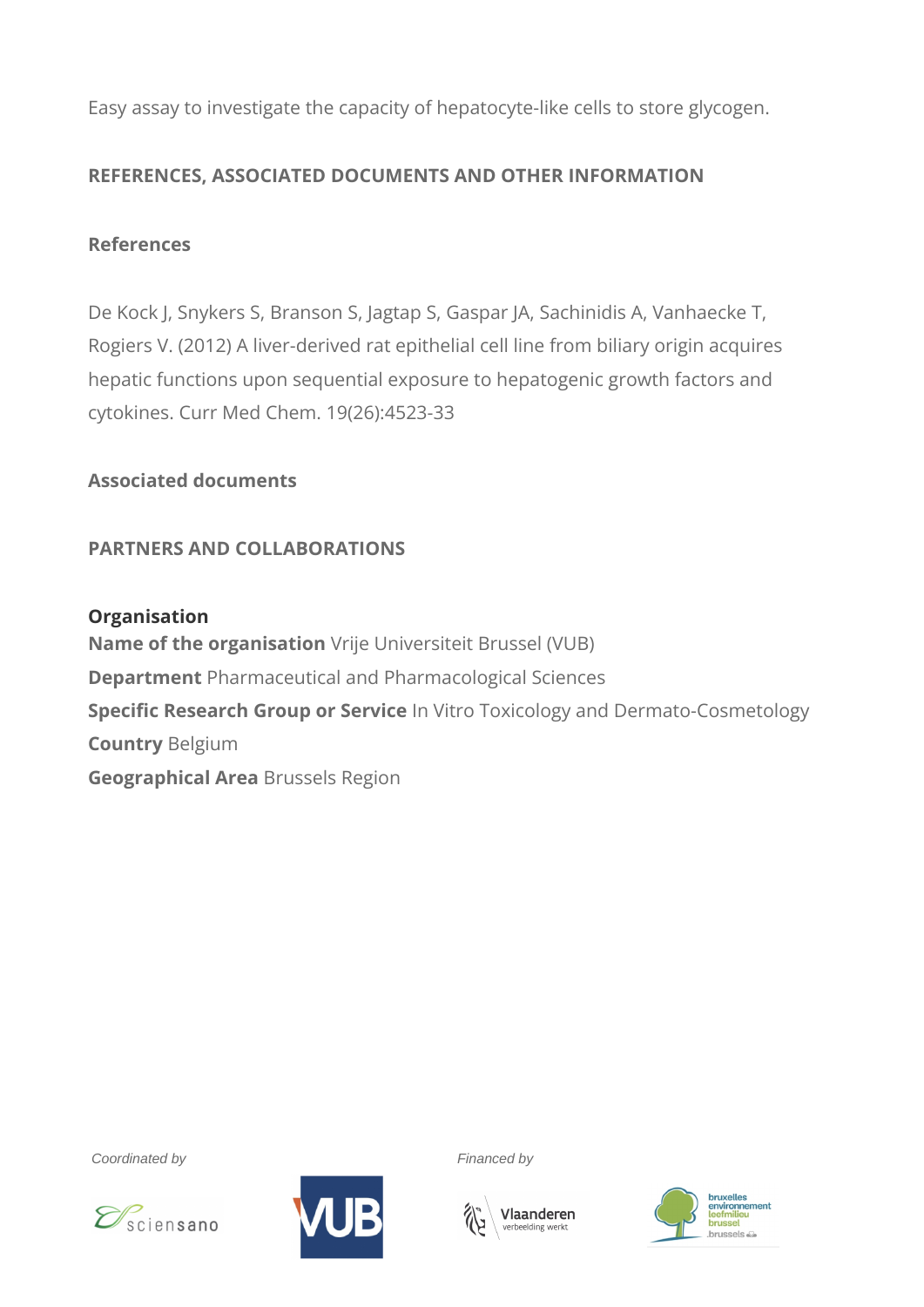Easy assay to investigate the capacity of hepatocyte-like cells to store glycogen.

## REFERENCES, ASSOCIATED DOCUMENTS AND OTHER INFORMATION

### References

De Kock J, Snykers S, Branson S, Jagtap S, Gaspar JA, Sachinidis A, Vanhaecke T, Rogiers V. (2012) A liver-derived rat epithelial cell line from biliary origin acquires hepatic functions upon sequential exposure to hepatogenic growth factors and cytokines. Curr Med Chem. 19(26):4523-33

### Associated documents

## PARTNERS AND COLLABORATIONS

**Organisation**
**Name of the organisation** Vrije Universiteit Brussel (VUB)
**Department** Pharmaceutical and Pharmacological Sciences
**Specific Research Group or Service** In Vitro Toxicology and Dermato-Cosmetology
**Country** Belgium
**Geographical Area** Brussels Region

*Coordinated by*

*Financed by*